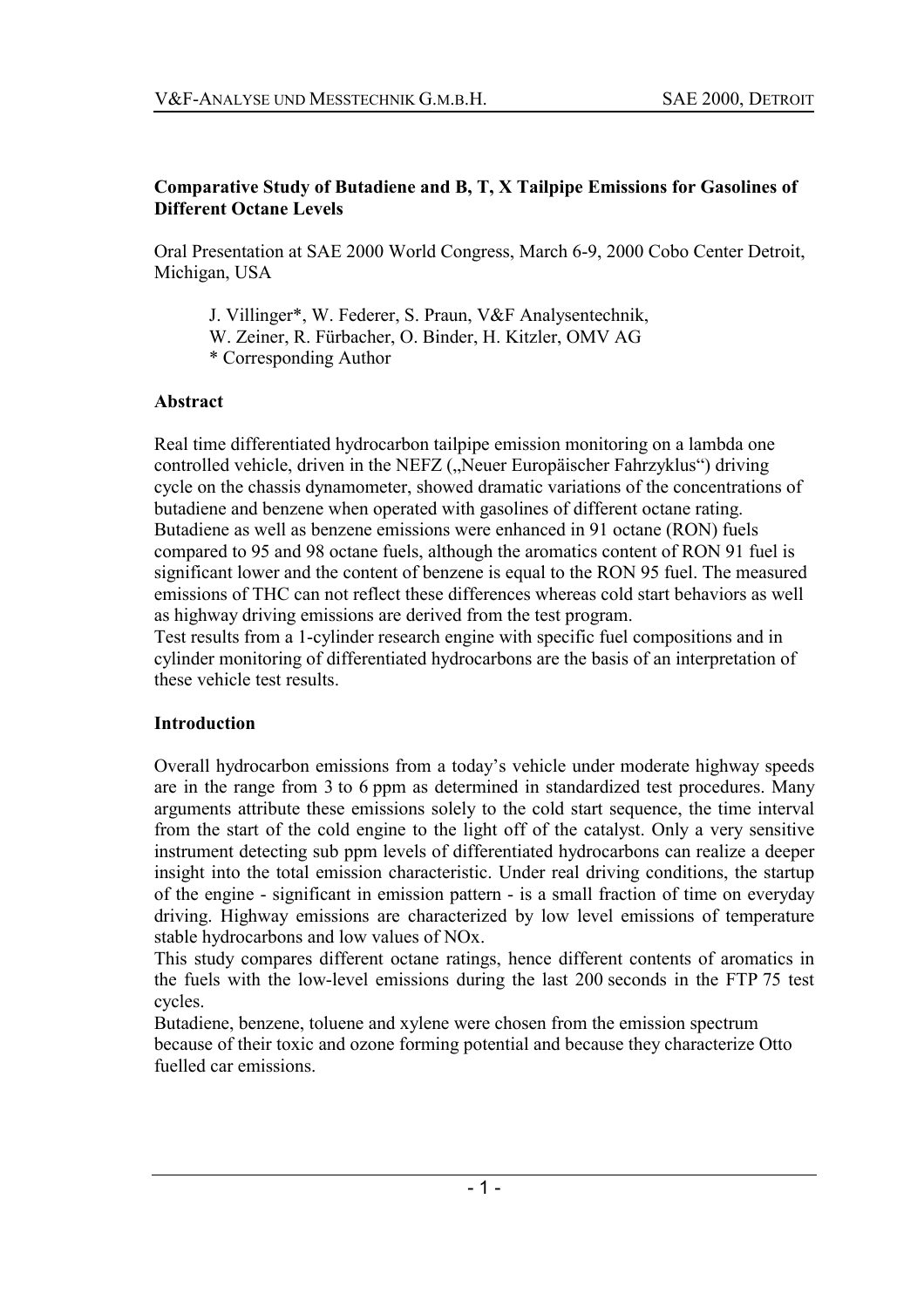## Comparative Study of Butadiene and B, T, X Tailpipe Emissions for Gasolines of Different Octane Levels

Oral Presentation at SAE 2000 World Congress, March 6-9, 2000 Cobo Center Detroit, Michigan, USA

J. Villinger*, W. Federer, S. Praun, V&F Analysentechnik,
W. Zeiner, R. Fürbacher, O. Binder, H. Kitzler, OMV AG
\* Corresponding Author

### Abstract

Real time differentiated hydrocarbon tailpipe emission monitoring on a lambda one controlled vehicle, driven in the NEFZ („Neuer Europäischer Fahrzyklus“) driving cycle on the chassis dynamometer, showed dramatic variations of the concentrations of butadiene and benzene when operated with gasolines of different octane rating. Butadiene as well as benzene emissions were enhanced in 91 octane (RON) fuels compared to 95 and 98 octane fuels, although the aromatics content of RON 91 fuel is significant lower and the content of benzene is equal to the RON 95 fuel. The measured emissions of THC can not reflect these differences whereas cold start behaviors as well as highway driving emissions are derived from the test program.
Test results from a 1-cylinder research engine with specific fuel compositions and in cylinder monitoring of differentiated hydrocarbons are the basis of an interpretation of these vehicle test results.

### Introduction

Overall hydrocarbon emissions from a today's vehicle under moderate highway speeds are in the range from 3 to 6 ppm as determined in standardized test procedures. Many arguments attribute these emissions solely to the cold start sequence, the time interval from the start of the cold engine to the light off of the catalyst. Only a very sensitive instrument detecting sub ppm levels of differentiated hydrocarbons can realize a deeper insight into the total emission characteristic. Under real driving conditions, the startup of the engine - significant in emission pattern - is a small fraction of time on everyday driving. Highway emissions are characterized by low level emissions of temperature stable hydrocarbons and low values of NOx.
This study compares different octane ratings, hence different contents of aromatics in the fuels with the low-level emissions during the last 200 seconds in the FTP 75 test cycles.
Butadiene, benzene, toluene and xylene were chosen from the emission spectrum because of their toxic and ozone forming potential and because they characterize Otto fuelled car emissions.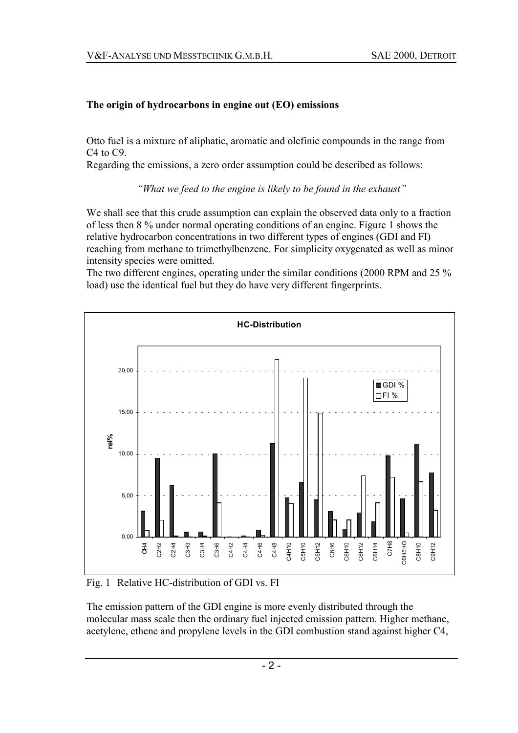### The origin of hydrocarbons in engine out (EO) emissions

Otto fuel is a mixture of aliphatic, aromatic and olefinic compounds in the range from C4 to C9.

Regarding the emissions, a zero order assumption could be described as follows:

*"What we feed to the engine is likely to be found in the exhaust"*

We shall see that this crude assumption can explain the observed data only to a fraction of less then 8 % under normal operating conditions of an engine. Figure 1 shows the relative hydrocarbon concentrations in two different types of engines (GDI and FI) reaching from methane to trimethylbenzene. For simplicity oxygenated as well as minor intensity species were omitted.

The two different engines, operating under the similar conditions (2000 RPM and 25 % load) use the identical fuel but they do have very different fingerprints.

Fig. 1 Relative HC-distribution of GDI vs. FI

The emission pattern of the GDI engine is more evenly distributed through the molecular mass scale then the ordinary fuel injected emission pattern. Higher methane, acetylene, ethene and propylene levels in the GDI combustion stand against higher C4,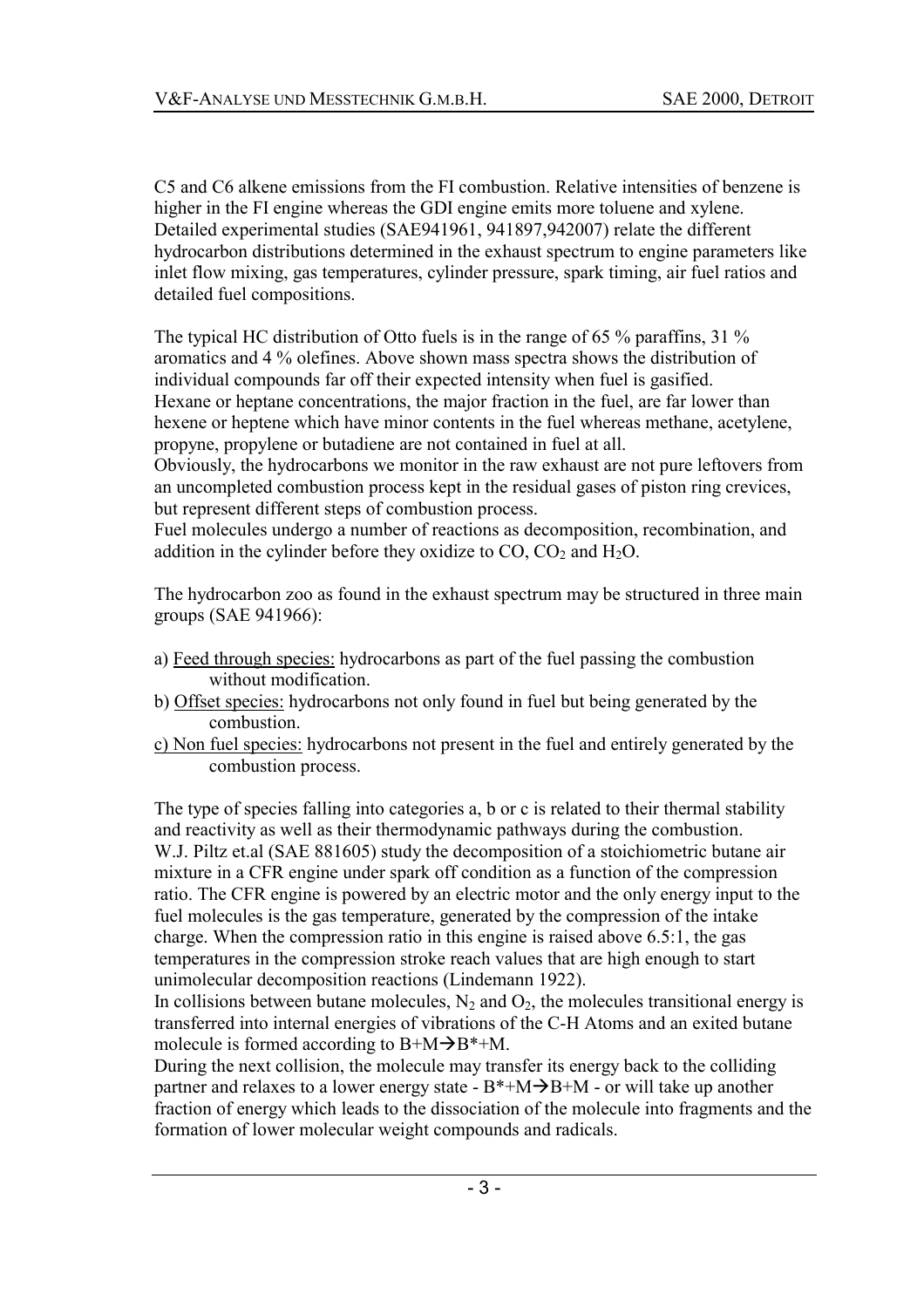C5 and C6 alkene emissions from the FI combustion. Relative intensities of benzene is higher in the FI engine whereas the GDI engine emits more toluene and xylene. Detailed experimental studies (SAE941961, 941897,942007) relate the different hydrocarbon distributions determined in the exhaust spectrum to engine parameters like inlet flow mixing, gas temperatures, cylinder pressure, spark timing, air fuel ratios and detailed fuel compositions.

The typical HC distribution of Otto fuels is in the range of 65 % paraffins, 31 % aromatics and 4 % olefines. Above shown mass spectra shows the distribution of individual compounds far off their expected intensity when fuel is gasified. Hexane or heptane concentrations, the major fraction in the fuel, are far lower than hexene or heptene which have minor contents in the fuel whereas methane, acetylene, propyne, propylene or butadiene are not contained in fuel at all.
Obviously, the hydrocarbons we monitor in the raw exhaust are not pure leftovers from an uncompleted combustion process kept in the residual gases of piston ring crevices, but represent different steps of combustion process.
Fuel molecules undergo a number of reactions as decomposition, recombination, and addition in the cylinder before they oxidize to CO, $CO_2$ and $H_2O$.

The hydrocarbon zoo as found in the exhaust spectrum may be structured in three main groups (SAE 941966):

a) Feed through species: hydrocarbons as part of the fuel passing the combustion without modification.
b) Offset species: hydrocarbons not only found in fuel but being generated by the combustion.
c) Non fuel species: hydrocarbons not present in the fuel and entirely generated by the combustion process.

The type of species falling into categories a, b or c is related to their thermal stability and reactivity as well as their thermodynamic pathways during the combustion.
W.J. Piltz et.al (SAE 881605) study the decomposition of a stoichiometric butane air mixture in a CFR engine under spark off condition as a function of the compression ratio. The CFR engine is powered by an electric motor and the only energy input to the fuel molecules is the gas temperature, generated by the compression of the intake charge. When the compression ratio in this engine is raised above 6.5:1, the gas temperatures in the compression stroke reach values that are high enough to start unimolecular decomposition reactions (Lindemann 1922).
In collisions between butane molecules, $N_2$ and $O_2$, the molecules transitional energy is transferred into internal energies of vibrations of the C-H Atoms and an exited butane molecule is formed according to $B+M \rightarrow B^*+M$.
During the next collision, the molecule may transfer its energy back to the colliding partner and relaxes to a lower energy state - $B^*+M \rightarrow B+M$ - or will take up another fraction of energy which leads to the dissociation of the molecule into fragments and the formation of lower molecular weight compounds and radicals.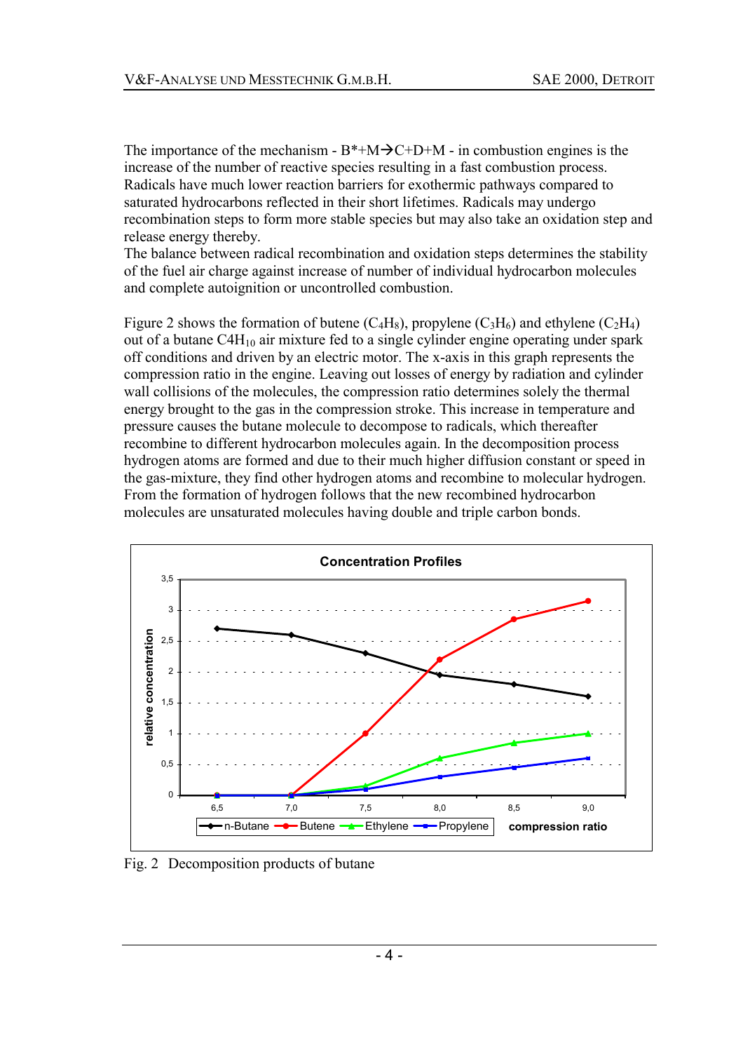The importance of the mechanism - $B^*+M \rightarrow C+D+M$ - in combustion engines is the increase of the number of reactive species resulting in a fast combustion process. Radicals have much lower reaction barriers for exothermic pathways compared to saturated hydrocarbons reflected in their short lifetimes. Radicals may undergo recombination steps to form more stable species but may also take an oxidation step and release energy thereby.
The balance between radical recombination and oxidation steps determines the stability of the fuel air charge against increase of number of individual hydrocarbon molecules and complete autoignition or uncontrolled combustion.

Figure 2 shows the formation of butene ($C_4H_8$), propylene ($C_3H_6$) and ethylene ($C_2H_4$) out of a butane $C4H_{10}$ air mixture fed to a single cylinder engine operating under spark off conditions and driven by an electric motor. The x-axis in this graph represents the compression ratio in the engine. Leaving out losses of energy by radiation and cylinder wall collisions of the molecules, the compression ratio determines solely the thermal energy brought to the gas in the compression stroke. This increase in temperature and pressure causes the butane molecule to decompose to radicals, which thereafter recombine to different hydrocarbon molecules again. In the decomposition process hydrogen atoms are formed and due to their much higher diffusion constant or speed in the gas-mixture, they find other hydrogen atoms and recombine to molecular hydrogen. From the formation of hydrogen follows that the new recombined hydrocarbon molecules are unsaturated molecules having double and triple carbon bonds.

Fig. 2 Decomposition products of butane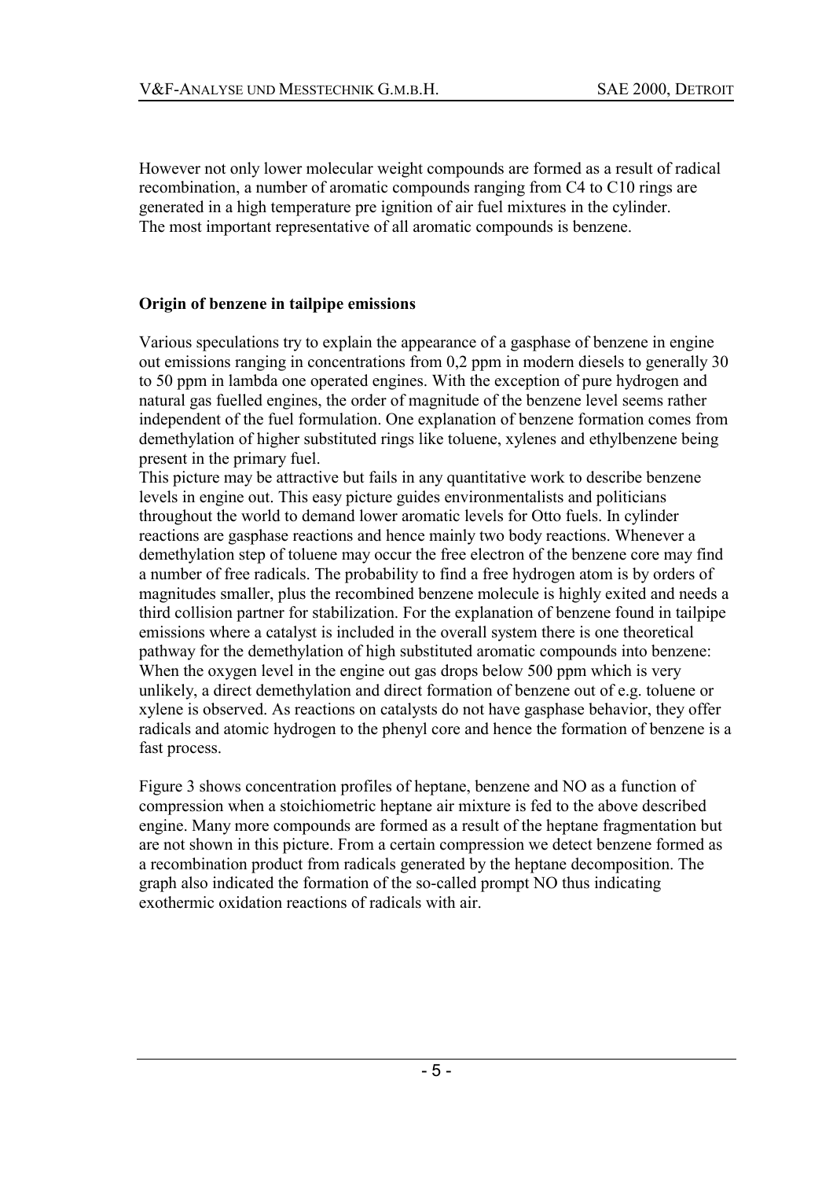However not only lower molecular weight compounds are formed as a result of radical recombination, a number of aromatic compounds ranging from C4 to C10 rings are generated in a high temperature pre ignition of air fuel mixtures in the cylinder. The most important representative of all aromatic compounds is benzene.

## Origin of benzene in tailpipe emissions

Various speculations try to explain the appearance of a gasphase of benzene in engine out emissions ranging in concentrations from 0,2 ppm in modern diesels to generally 30 to 50 ppm in lambda one operated engines. With the exception of pure hydrogen and natural gas fuelled engines, the order of magnitude of the benzene level seems rather independent of the fuel formulation. One explanation of benzene formation comes from demethylation of higher substituted rings like toluene, xylenes and ethylbenzene being present in the primary fuel.
This picture may be attractive but fails in any quantitative work to describe benzene levels in engine out. This easy picture guides environmentalists and politicians throughout the world to demand lower aromatic levels for Otto fuels. In cylinder reactions are gasphase reactions and hence mainly two body reactions. Whenever a demethylation step of toluene may occur the free electron of the benzene core may find a number of free radicals. The probability to find a free hydrogen atom is by orders of magnitudes smaller, plus the recombined benzene molecule is highly exited and needs a third collision partner for stabilization. For the explanation of benzene found in tailpipe emissions where a catalyst is included in the overall system there is one theoretical pathway for the demethylation of high substituted aromatic compounds into benzene: When the oxygen level in the engine out gas drops below 500 ppm which is very unlikely, a direct demethylation and direct formation of benzene out of e.g. toluene or xylene is observed. As reactions on catalysts do not have gasphase behavior, they offer radicals and atomic hydrogen to the phenyl core and hence the formation of benzene is a fast process.

Figure 3 shows concentration profiles of heptane, benzene and NO as a function of compression when a stoichiometric heptane air mixture is fed to the above described engine. Many more compounds are formed as a result of the heptane fragmentation but are not shown in this picture. From a certain compression we detect benzene formed as a recombination product from radicals generated by the heptane decomposition. The graph also indicated the formation of the so-called prompt NO thus indicating exothermic oxidation reactions of radicals with air.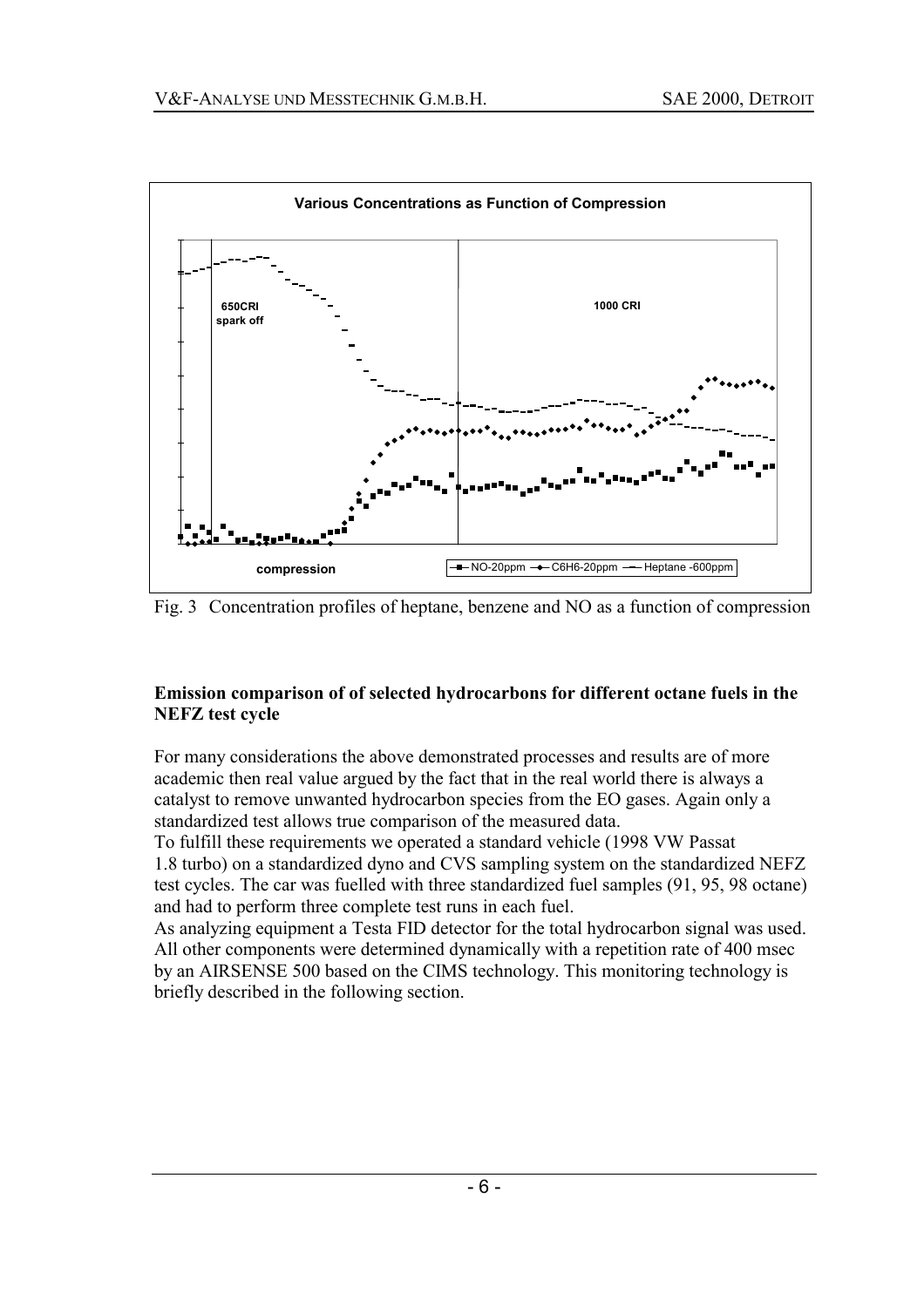Fig. 3 Concentration profiles of heptane, benzene and NO as a function of compression

### Emission comparison of of selected hydrocarbons for different octane fuels in the NEFZ test cycle

For many considerations the above demonstrated processes and results are of more academic then real value argued by the fact that in the real world there is always a catalyst to remove unwanted hydrocarbon species from the EO gases. Again only a standardized test allows true comparison of the measured data.

To fulfill these requirements we operated a standard vehicle (1998 VW Passat 1.8 turbo) on a standardized dyno and CVS sampling system on the standardized NEFZ test cycles. The car was fuelled with three standardized fuel samples (91, 95, 98 octane) and had to perform three complete test runs in each fuel.

As analyzing equipment a Testa FID detector for the total hydrocarbon signal was used. All other components were determined dynamically with a repetition rate of 400 msec by an AIRSENSE 500 based on the CIMS technology. This monitoring technology is briefly described in the following section.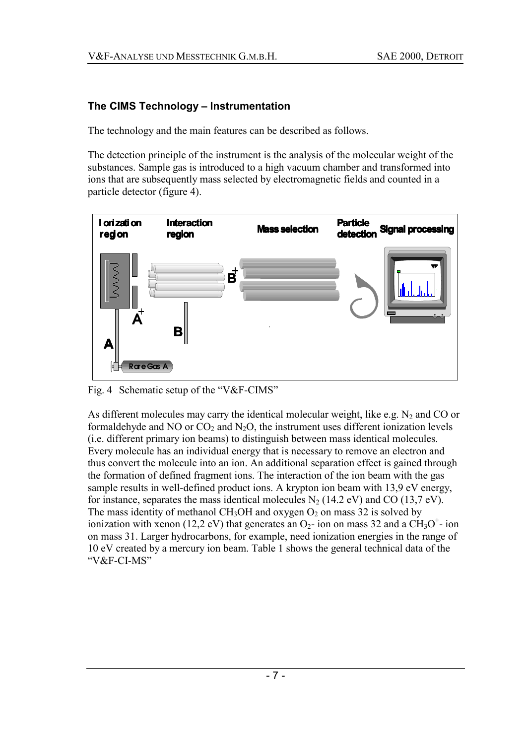### The CIMS Technology – Instrumentation

The technology and the main features can be described as follows.

The detection principle of the instrument is the analysis of the molecular weight of the substances. Sample gas is introduced to a high vacuum chamber and transformed into ions that are subsequently mass selected by electromagnetic fields and counted in a particle detector (figure 4).

Fig. 4 Schematic setup of the "V&F-CIMS"

As different molecules may carry the identical molecular weight, like e.g. $N_2$ and CO or formaldehyde and NO or $CO_2$ and $N_2O$, the instrument uses different ionization levels (i.e. different primary ion beams) to distinguish between mass identical molecules. Every molecule has an individual energy that is necessary to remove an electron and thus convert the molecule into an ion. An additional separation effect is gained through the formation of defined fragment ions. The interaction of the ion beam with the gas sample results in well-defined product ions. A krypton ion beam with 13,9 eV energy, for instance, separates the mass identical molecules $N_2$ (14.2 eV) and CO (13,7 eV). The mass identity of methanol $CH_3OH$ and oxygen $O_2$ on mass 32 is solved by ionization with xenon (12,2 eV) that generates an $O_2$- ion on mass 32 and a $CH_3O^+$- ion on mass 31. Larger hydrocarbons, for example, need ionization energies in the range of 10 eV created by a mercury ion beam. Table 1 shows the general technical data of the "V&F-CI-MS"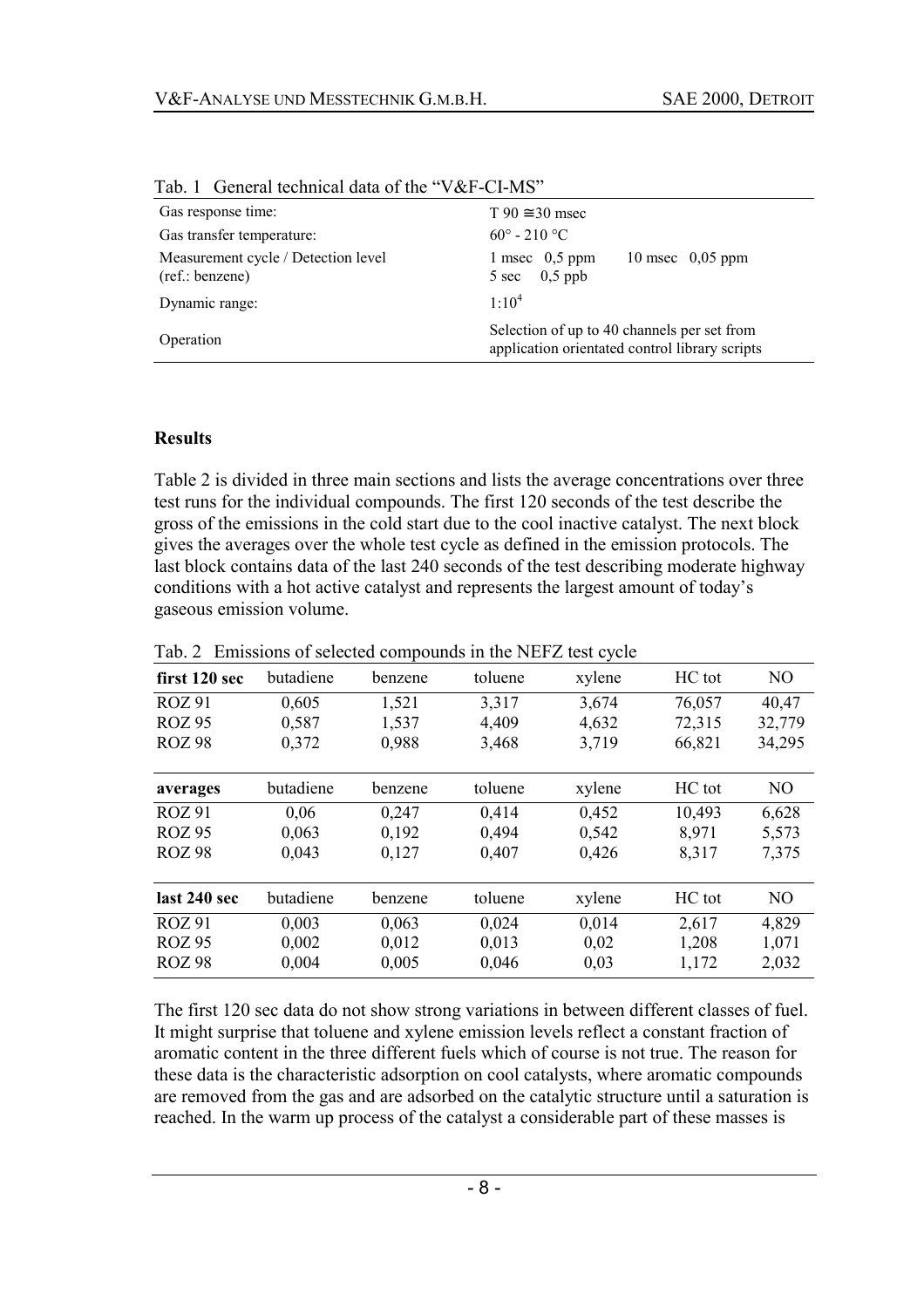Tab. 1 General technical data of the "V&F-CI-MS"

| | |
|---|---|
| Gas response time: | T 90 ≅30 msec |
| Gas transfer temperature: | 60° - 210 °C |
| Measurement cycle / Detection level (ref.: benzene) | 1 msec 0,5 ppm 10 msec 0,05 ppm 5 sec 0,5 ppb |
| Dynamic range: | $1:10^4$ |
| Operation | Selection of up to 40 channels per set from application orientated control library scripts |

## Results

Table 2 is divided in three main sections and lists the average concentrations over three test runs for the individual compounds. The first 120 seconds of the test describe the gross of the emissions in the cold start due to the cool inactive catalyst. The next block gives the averages over the whole test cycle as defined in the emission protocols. The last block contains data of the last 240 seconds of the test describing moderate highway conditions with a hot active catalyst and represents the largest amount of today's gaseous emission volume.

Tab. 2 Emissions of selected compounds in the NEFZ test cycle

| **first 120 sec** | butadiene | benzene | toluene | xylene | HC tot | NO |
|---|---|---|---|---|---|---|
| ROZ 91 | 0,605 | 1,521 | 3,317 | 3,674 | 76,057 | 40,47 |
| ROZ 95 | 0,587 | 1,537 | 4,409 | 4,632 | 72,315 | 32,779 |
| ROZ 98 | 0,372 | 0,988 | 3,468 | 3,719 | 66,821 | 34,295 |
| **averages** | butadiene | benzene | toluene | xylene | HC tot | NO |
| ROZ 91 | 0,06 | 0,247 | 0,414 | 0,452 | 10,493 | 6,628 |
| ROZ 95 | 0,063 | 0,192 | 0,494 | 0,542 | 8,971 | 5,573 |
| ROZ 98 | 0,043 | 0,127 | 0,407 | 0,426 | 8,317 | 7,375 |
| **last 240 sec** | butadiene | benzene | toluene | xylene | HC tot | NO |
| ROZ 91 | 0,003 | 0,063 | 0,024 | 0,014 | 2,617 | 4,829 |
| ROZ 95 | 0,002 | 0,012 | 0,013 | 0,02 | 1,208 | 1,071 |
| ROZ 98 | 0,004 | 0,005 | 0,046 | 0,03 | 1,172 | 2,032 |

The first 120 sec data do not show strong variations in between different classes of fuel. It might surprise that toluene and xylene emission levels reflect a constant fraction of aromatic content in the three different fuels which of course is not true. The reason for these data is the characteristic adsorption on cool catalysts, where aromatic compounds are removed from the gas and are adsorbed on the catalytic structure until a saturation is reached. In the warm up process of the catalyst a considerable part of these masses is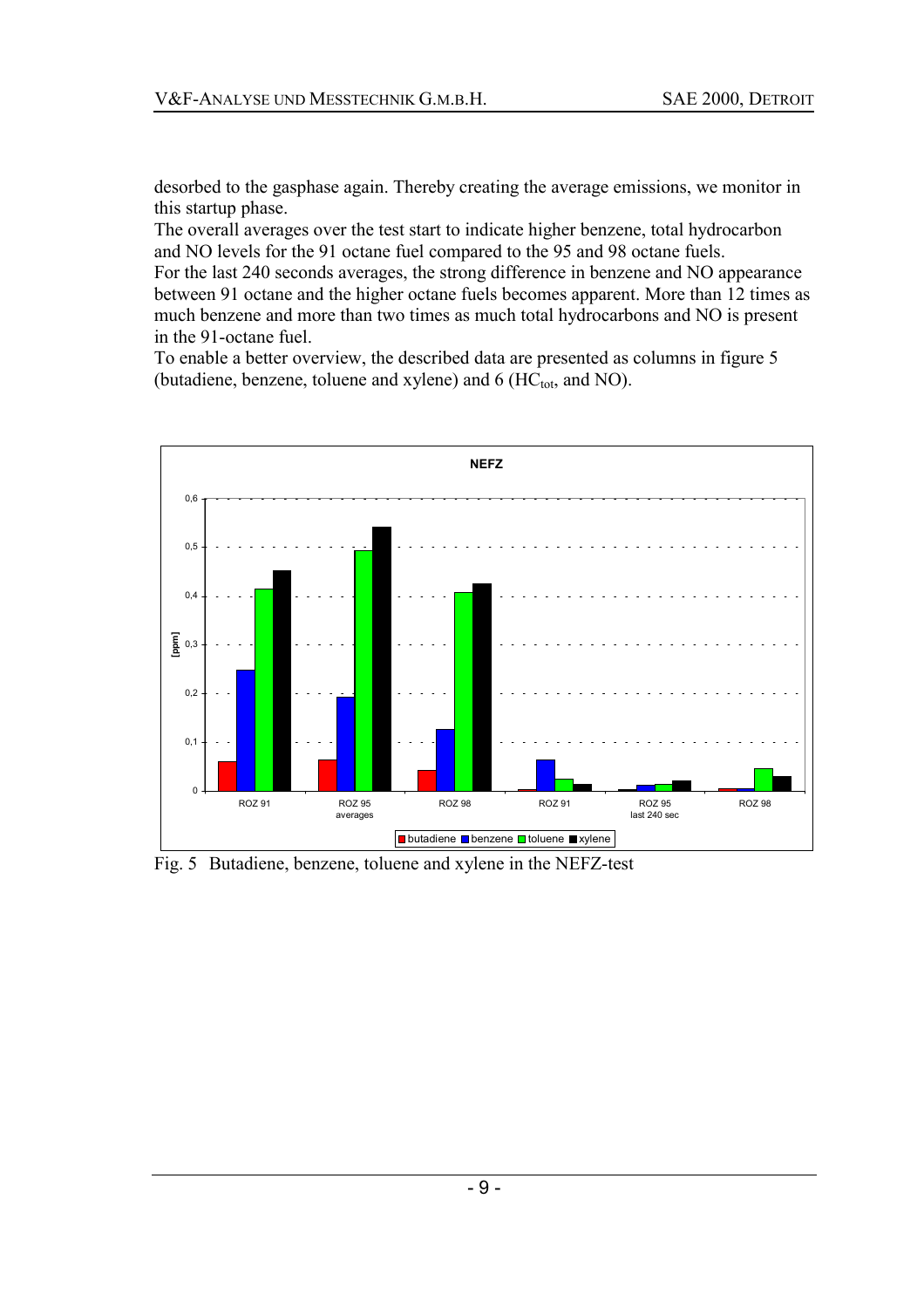desorbed to the gasphase again. Thereby creating the average emissions, we monitor in this startup phase.

The overall averages over the test start to indicate higher benzene, total hydrocarbon and NO levels for the 91 octane fuel compared to the 95 and 98 octane fuels.

For the last 240 seconds averages, the strong difference in benzene and NO appearance between 91 octane and the higher octane fuels becomes apparent. More than 12 times as much benzene and more than two times as much total hydrocarbons and NO is present in the 91-octane fuel.

To enable a better overview, the described data are presented as columns in figure 5 (butadiene, benzene, toluene and xylene) and 6 ($HC_{tot}$, and NO).

Fig. 5 Butadiene, benzene, toluene and xylene in the NEFZ-test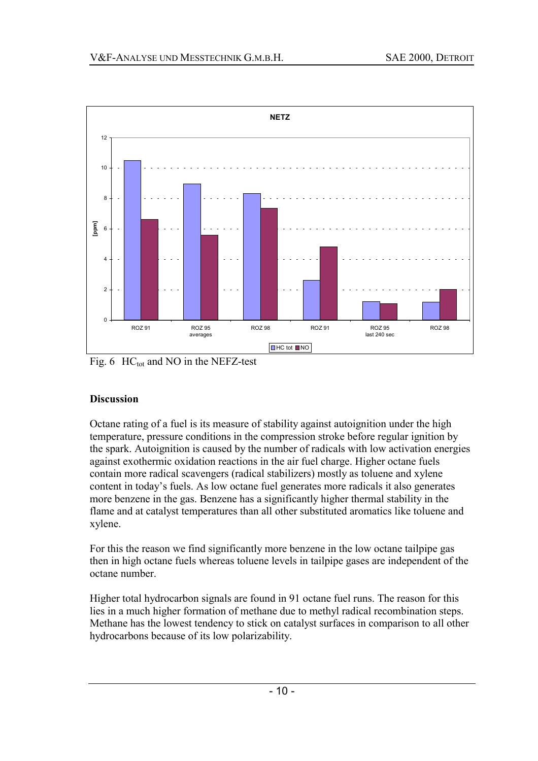Fig. 6 $HC_{tot}$ and NO in the NEFZ-test

## Discussion

Octane rating of a fuel is its measure of stability against autoignition under the high temperature, pressure conditions in the compression stroke before regular ignition by the spark. Autoignition is caused by the number of radicals with low activation energies against exothermic oxidation reactions in the air fuel charge. Higher octane fuels contain more radical scavengers (radical stabilizers) mostly as toluene and xylene content in today's fuels. As low octane fuel generates more radicals it also generates more benzene in the gas. Benzene has a significantly higher thermal stability in the flame and at catalyst temperatures than all other substituted aromatics like toluene and xylene.

For this the reason we find significantly more benzene in the low octane tailpipe gas then in high octane fuels whereas toluene levels in tailpipe gases are independent of the octane number.

Higher total hydrocarbon signals are found in 91 octane fuel runs. The reason for this lies in a much higher formation of methane due to methyl radical recombination steps. Methane has the lowest tendency to stick on catalyst surfaces in comparison to all other hydrocarbons because of its low polarizability.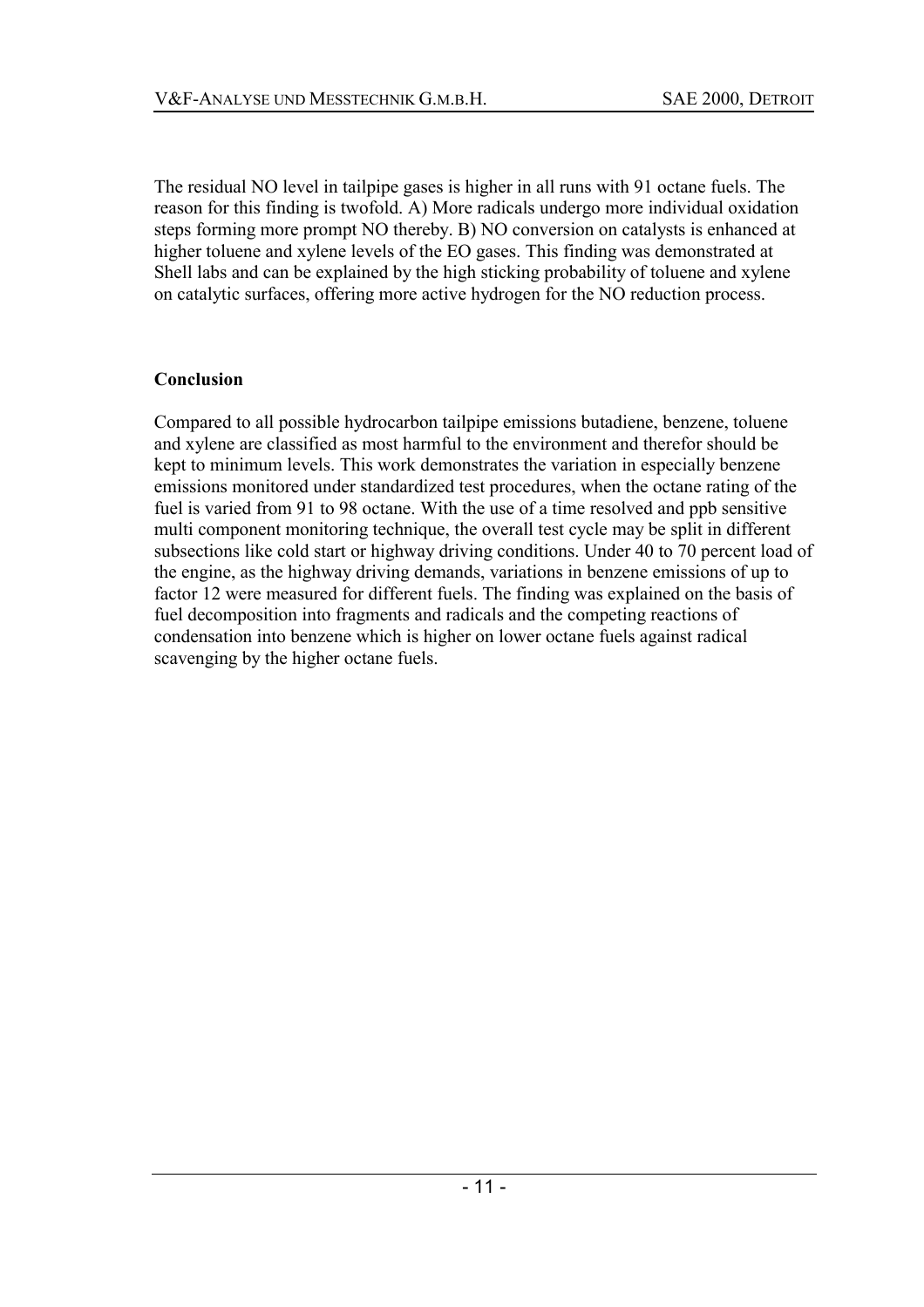The residual NO level in tailpipe gases is higher in all runs with 91 octane fuels. The reason for this finding is twofold. A) More radicals undergo more individual oxidation steps forming more prompt NO thereby. B) NO conversion on catalysts is enhanced at higher toluene and xylene levels of the EO gases. This finding was demonstrated at Shell labs and can be explained by the high sticking probability of toluene and xylene on catalytic surfaces, offering more active hydrogen for the NO reduction process.

## Conclusion

Compared to all possible hydrocarbon tailpipe emissions butadiene, benzene, toluene and xylene are classified as most harmful to the environment and therefor should be kept to minimum levels. This work demonstrates the variation in especially benzene emissions monitored under standardized test procedures, when the octane rating of the fuel is varied from 91 to 98 octane. With the use of a time resolved and ppb sensitive multi component monitoring technique, the overall test cycle may be split in different subsections like cold start or highway driving conditions. Under 40 to 70 percent load of the engine, as the highway driving demands, variations in benzene emissions of up to factor 12 were measured for different fuels. The finding was explained on the basis of fuel decomposition into fragments and radicals and the competing reactions of condensation into benzene which is higher on lower octane fuels against radical scavenging by the higher octane fuels.